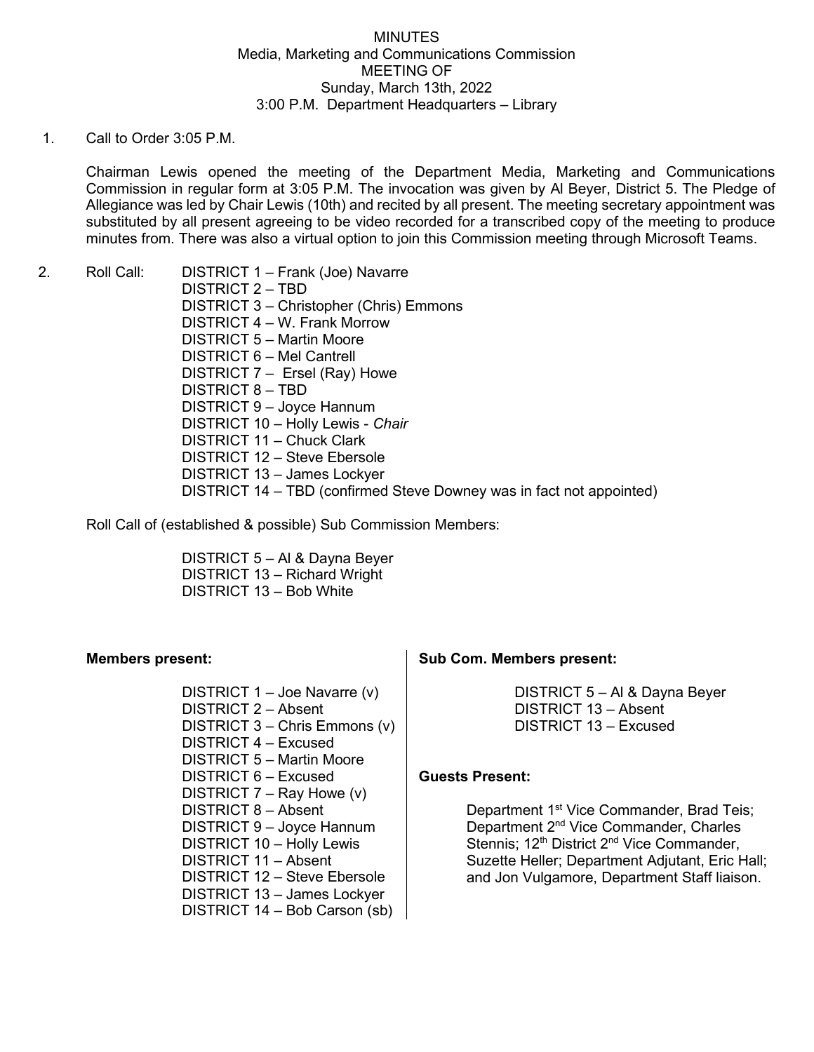MINUTES
Media, Marketing and Communications Commission
MEETING OF
Sunday, March 13th, 2022
3:00 P.M. Department Headquarters – Library

1. Call to Order 3:05 P.M.

   Chairman Lewis opened the meeting of the Department Media, Marketing and Communications Commission in regular form at 3:05 P.M. The invocation was given by Al Beyer, District 5. The Pledge of Allegiance was led by Chair Lewis (10th) and recited by all present. The meeting secretary appointment was substituted by all present agreeing to be video recorded for a transcribed copy of the meeting to produce minutes from. There was also a virtual option to join this Commission meeting through Microsoft Teams.

2. Roll Call:
   - DISTRICT 1 – Frank (Joe) Navarre
   - DISTRICT 2 – TBD
   - DISTRICT 3 – Christopher (Chris) Emmons
   - DISTRICT 4 – W. Frank Morrow
   - DISTRICT 5 – Martin Moore
   - DISTRICT 6 – Mel Cantrell
   - DISTRICT 7 – Ersel (Ray) Howe
   - DISTRICT 8 – TBD
   - DISTRICT 9 – Joyce Hannum
   - DISTRICT 10 – Holly Lewis - *Chair*
   - DISTRICT 11 – Chuck Clark
   - DISTRICT 12 – Steve Ebersole
   - DISTRICT 13 – James Lockyer
   - DISTRICT 14 – TBD (confirmed Steve Downey was in fact not appointed)

   Roll Call of (established & possible) Sub Commission Members:

   - DISTRICT 5 – Al & Dayna Beyer
   - DISTRICT 13 – Richard Wright
   - DISTRICT 13 – Bob White

**Members present:**

- DISTRICT 1 – Joe Navarre (v)
- DISTRICT 2 – Absent
- DISTRICT 3 – Chris Emmons (v)
- DISTRICT 4 – Excused
- DISTRICT 5 – Martin Moore
- DISTRICT 6 – Excused
- DISTRICT 7 – Ray Howe (v)
- DISTRICT 8 – Absent
- DISTRICT 9 – Joyce Hannum
- DISTRICT 10 – Holly Lewis
- DISTRICT 11 – Absent
- DISTRICT 12 – Steve Ebersole
- DISTRICT 13 – James Lockyer
- DISTRICT 14 – Bob Carson (sb)

**Sub Com. Members present:**

- DISTRICT 5 – Al & Dayna Beyer
- DISTRICT 13 – Absent
- DISTRICT 13 – Excused

**Guests Present:**

Department 1st Vice Commander, Brad Teis; Department 2nd Vice Commander, Charles Stennis; 12th District 2nd Vice Commander, Suzette Heller; Department Adjutant, Eric Hall; and Jon Vulgamore, Department Staff liaison.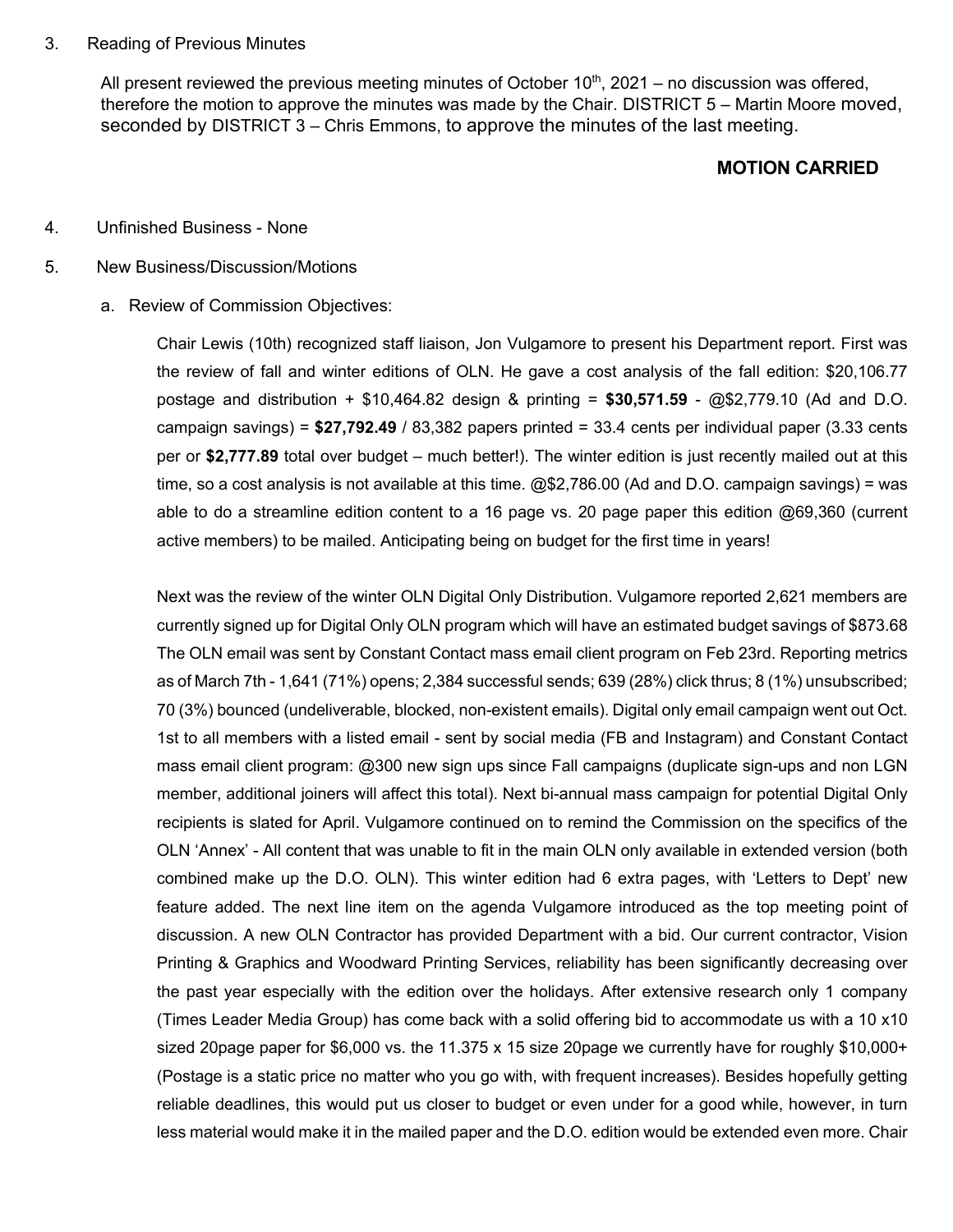3. Reading of Previous Minutes

   All present reviewed the previous meeting minutes of October 10th, 2021 – no discussion was offered, therefore the motion to approve the minutes was made by the Chair. DISTRICT 5 – Martin Moore moved, seconded by DISTRICT 3 – Chris Emmons, to approve the minutes of the last meeting.

   **MOTION CARRIED**

4. Unfinished Business - None

5. New Business/Discussion/Motions

   a. Review of Commission Objectives:

      Chair Lewis (10th) recognized staff liaison, Jon Vulgamore to present his Department report. First was the review of fall and winter editions of OLN. He gave a cost analysis of the fall edition: $20,106.77 postage and distribution + $10,464.82 design & printing = **$30,571.59** - @$2,779.10 (Ad and D.O. campaign savings) = **$27,792.49** / 83,382 papers printed = 33.4 cents per individual paper (3.33 cents per or **$2,777.89** total over budget – much better!). The winter edition is just recently mailed out at this time, so a cost analysis is not available at this time. @$2,786.00 (Ad and D.O. campaign savings) = was able to do a streamline edition content to a 16 page vs. 20 page paper this edition @69,360 (current active members) to be mailed. Anticipating being on budget for the first time in years!

      Next was the review of the winter OLN Digital Only Distribution. Vulgamore reported 2,621 members are currently signed up for Digital Only OLN program which will have an estimated budget savings of $873.68 The OLN email was sent by Constant Contact mass email client program on Feb 23rd. Reporting metrics as of March 7th - 1,641 (71%) opens; 2,384 successful sends; 639 (28%) click thrus; 8 (1%) unsubscribed; 70 (3%) bounced (undeliverable, blocked, non-existent emails). Digital only email campaign went out Oct. 1st to all members with a listed email - sent by social media (FB and Instagram) and Constant Contact mass email client program: @300 new sign ups since Fall campaigns (duplicate sign-ups and non LGN member, additional joiners will affect this total). Next bi-annual mass campaign for potential Digital Only recipients is slated for April. Vulgamore continued on to remind the Commission on the specifics of the OLN 'Annex' - All content that was unable to fit in the main OLN only available in extended version (both combined make up the D.O. OLN). This winter edition had 6 extra pages, with 'Letters to Dept' new feature added. The next line item on the agenda Vulgamore introduced as the top meeting point of discussion. A new OLN Contractor has provided Department with a bid. Our current contractor, Vision Printing & Graphics and Woodward Printing Services, reliability has been significantly decreasing over the past year especially with the edition over the holidays. After extensive research only 1 company (Times Leader Media Group) has come back with a solid offering bid to accommodate us with a 10 x10 sized 20page paper for $6,000 vs. the 11.375 x 15 size 20page we currently have for roughly $10,000+ (Postage is a static price no matter who you go with, with frequent increases). Besides hopefully getting reliable deadlines, this would put us closer to budget or even under for a good while, however, in turn less material would make it in the mailed paper and the D.O. edition would be extended even more. Chair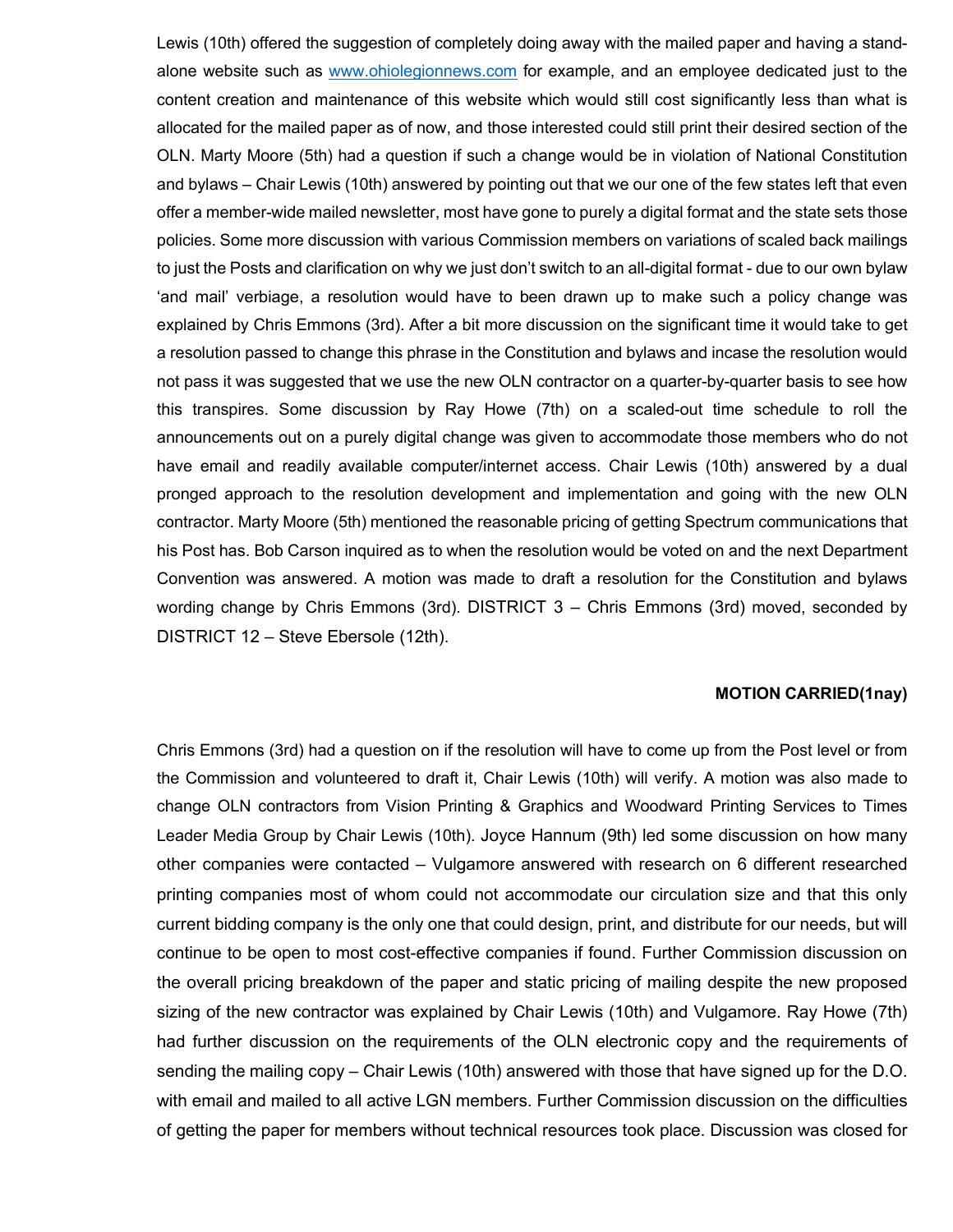Lewis (10th) offered the suggestion of completely doing away with the mailed paper and having a stand-alone website such as www.ohiolegionnews.com for example, and an employee dedicated just to the content creation and maintenance of this website which would still cost significantly less than what is allocated for the mailed paper as of now, and those interested could still print their desired section of the OLN. Marty Moore (5th) had a question if such a change would be in violation of National Constitution and bylaws – Chair Lewis (10th) answered by pointing out that we our one of the few states left that even offer a member-wide mailed newsletter, most have gone to purely a digital format and the state sets those policies. Some more discussion with various Commission members on variations of scaled back mailings to just the Posts and clarification on why we just don't switch to an all-digital format - due to our own bylaw 'and mail' verbiage, a resolution would have to been drawn up to make such a policy change was explained by Chris Emmons (3rd). After a bit more discussion on the significant time it would take to get a resolution passed to change this phrase in the Constitution and bylaws and incase the resolution would not pass it was suggested that we use the new OLN contractor on a quarter-by-quarter basis to see how this transpires. Some discussion by Ray Howe (7th) on a scaled-out time schedule to roll the announcements out on a purely digital change was given to accommodate those members who do not have email and readily available computer/internet access. Chair Lewis (10th) answered by a dual pronged approach to the resolution development and implementation and going with the new OLN contractor. Marty Moore (5th) mentioned the reasonable pricing of getting Spectrum communications that his Post has. Bob Carson inquired as to when the resolution would be voted on and the next Department Convention was answered. A motion was made to draft a resolution for the Constitution and bylaws wording change by Chris Emmons (3rd). DISTRICT 3 – Chris Emmons (3rd) moved, seconded by DISTRICT 12 – Steve Ebersole (12th).

**MOTION CARRIED(1nay)**

Chris Emmons (3rd) had a question on if the resolution will have to come up from the Post level or from the Commission and volunteered to draft it, Chair Lewis (10th) will verify. A motion was also made to change OLN contractors from Vision Printing & Graphics and Woodward Printing Services to Times Leader Media Group by Chair Lewis (10th). Joyce Hannum (9th) led some discussion on how many other companies were contacted – Vulgamore answered with research on 6 different researched printing companies most of whom could not accommodate our circulation size and that this only current bidding company is the only one that could design, print, and distribute for our needs, but will continue to be open to most cost-effective companies if found. Further Commission discussion on the overall pricing breakdown of the paper and static pricing of mailing despite the new proposed sizing of the new contractor was explained by Chair Lewis (10th) and Vulgamore. Ray Howe (7th) had further discussion on the requirements of the OLN electronic copy and the requirements of sending the mailing copy – Chair Lewis (10th) answered with those that have signed up for the D.O. with email and mailed to all active LGN members. Further Commission discussion on the difficulties of getting the paper for members without technical resources took place. Discussion was closed for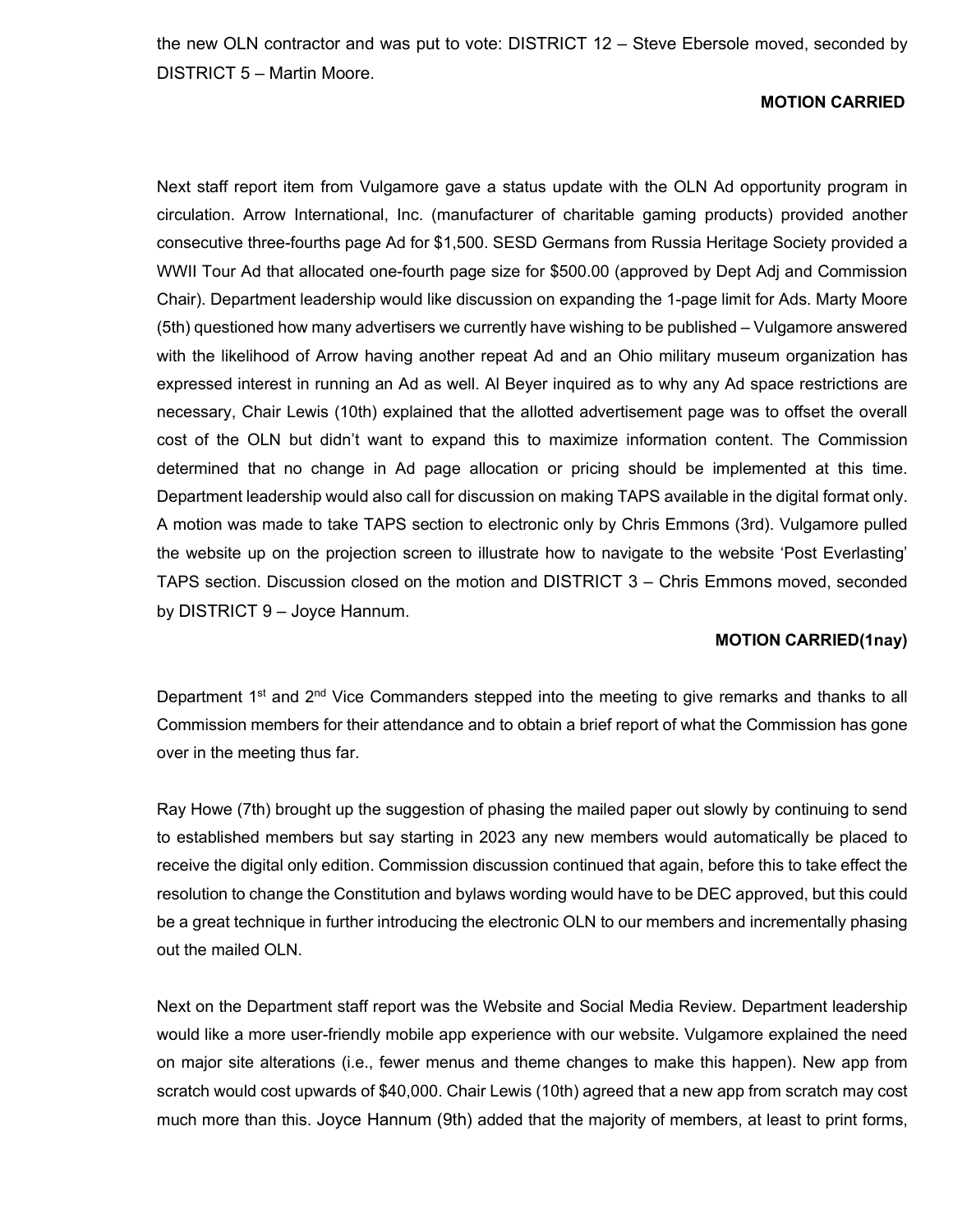the new OLN contractor and was put to vote: DISTRICT 12 – Steve Ebersole moved, seconded by DISTRICT 5 – Martin Moore.

**MOTION CARRIED**

Next staff report item from Vulgamore gave a status update with the OLN Ad opportunity program in circulation. Arrow International, Inc. (manufacturer of charitable gaming products) provided another consecutive three-fourths page Ad for $1,500. SESD Germans from Russia Heritage Society provided a WWII Tour Ad that allocated one-fourth page size for $500.00 (approved by Dept Adj and Commission Chair). Department leadership would like discussion on expanding the 1-page limit for Ads. Marty Moore (5th) questioned how many advertisers we currently have wishing to be published – Vulgamore answered with the likelihood of Arrow having another repeat Ad and an Ohio military museum organization has expressed interest in running an Ad as well. Al Beyer inquired as to why any Ad space restrictions are necessary, Chair Lewis (10th) explained that the allotted advertisement page was to offset the overall cost of the OLN but didn't want to expand this to maximize information content. The Commission determined that no change in Ad page allocation or pricing should be implemented at this time. Department leadership would also call for discussion on making TAPS available in the digital format only. A motion was made to take TAPS section to electronic only by Chris Emmons (3rd). Vulgamore pulled the website up on the projection screen to illustrate how to navigate to the website 'Post Everlasting' TAPS section. Discussion closed on the motion and DISTRICT 3 – Chris Emmons moved, seconded by DISTRICT 9 – Joyce Hannum.

**MOTION CARRIED(1nay)**

Department 1st and 2nd Vice Commanders stepped into the meeting to give remarks and thanks to all Commission members for their attendance and to obtain a brief report of what the Commission has gone over in the meeting thus far.

Ray Howe (7th) brought up the suggestion of phasing the mailed paper out slowly by continuing to send to established members but say starting in 2023 any new members would automatically be placed to receive the digital only edition. Commission discussion continued that again, before this to take effect the resolution to change the Constitution and bylaws wording would have to be DEC approved, but this could be a great technique in further introducing the electronic OLN to our members and incrementally phasing out the mailed OLN.

Next on the Department staff report was the Website and Social Media Review. Department leadership would like a more user-friendly mobile app experience with our website. Vulgamore explained the need on major site alterations (i.e., fewer menus and theme changes to make this happen). New app from scratch would cost upwards of $40,000. Chair Lewis (10th) agreed that a new app from scratch may cost much more than this. Joyce Hannum (9th) added that the majority of members, at least to print forms,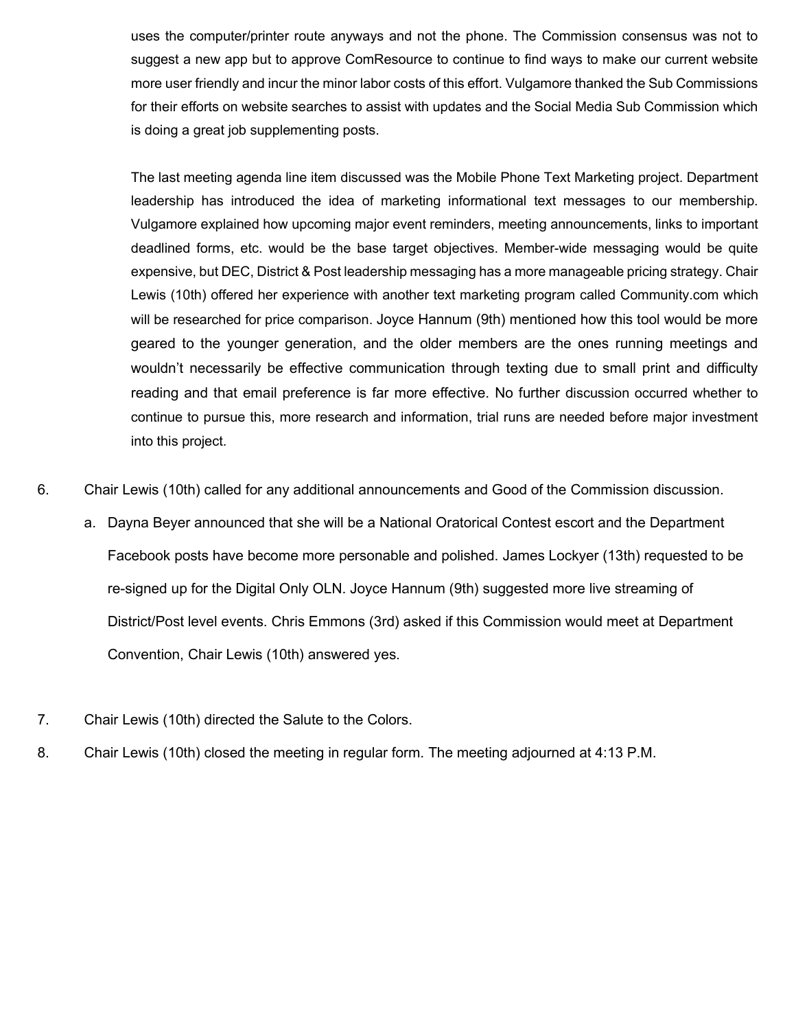uses the computer/printer route anyways and not the phone. The Commission consensus was not to suggest a new app but to approve ComResource to continue to find ways to make our current website more user friendly and incur the minor labor costs of this effort. Vulgamore thanked the Sub Commissions for their efforts on website searches to assist with updates and the Social Media Sub Commission which is doing a great job supplementing posts.

The last meeting agenda line item discussed was the Mobile Phone Text Marketing project. Department leadership has introduced the idea of marketing informational text messages to our membership. Vulgamore explained how upcoming major event reminders, meeting announcements, links to important deadlined forms, etc. would be the base target objectives. Member-wide messaging would be quite expensive, but DEC, District & Post leadership messaging has a more manageable pricing strategy. Chair Lewis (10th) offered her experience with another text marketing program called Community.com which will be researched for price comparison. Joyce Hannum (9th) mentioned how this tool would be more geared to the younger generation, and the older members are the ones running meetings and wouldn't necessarily be effective communication through texting due to small print and difficulty reading and that email preference is far more effective. No further discussion occurred whether to continue to pursue this, more research and information, trial runs are needed before major investment into this project.

6. Chair Lewis (10th) called for any additional announcements and Good of the Commission discussion.
   a. Dayna Beyer announced that she will be a National Oratorical Contest escort and the Department Facebook posts have become more personable and polished. James Lockyer (13th) requested to be re-signed up for the Digital Only OLN. Joyce Hannum (9th) suggested more live streaming of District/Post level events. Chris Emmons (3rd) asked if this Commission would meet at Department Convention, Chair Lewis (10th) answered yes.

7. Chair Lewis (10th) directed the Salute to the Colors.
8. Chair Lewis (10th) closed the meeting in regular form. The meeting adjourned at 4:13 P.M.